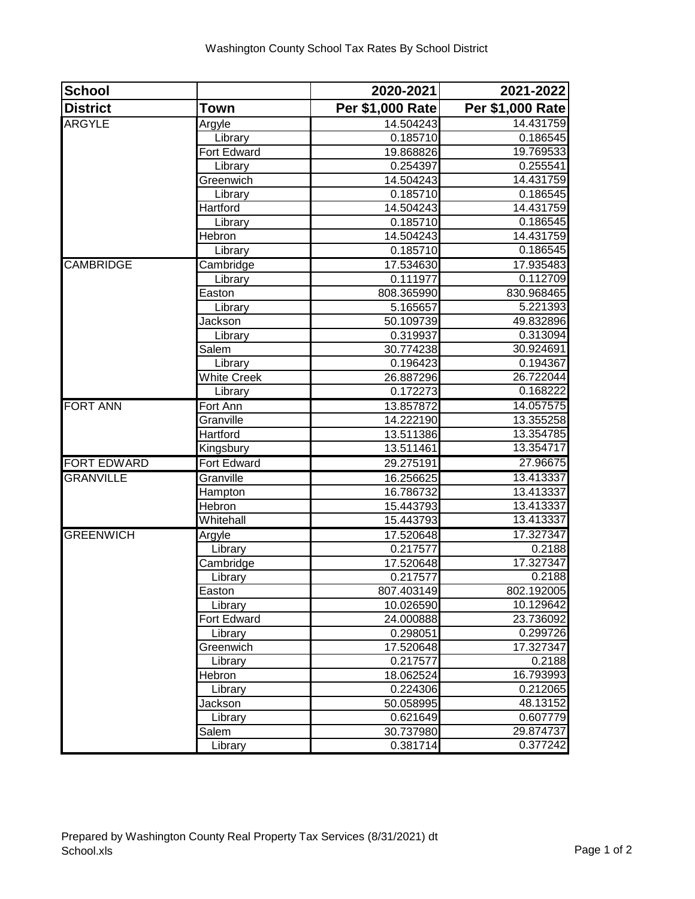Washington County School Tax Rates By School District

| School District | Town | 2020-2021 Per $1,000 Rate | 2021-2022 Per $1,000 Rate |
|---|---|---|---|
| ARGYLE | Argyle | 14.504243 | 14.431759 |
| | Library | 0.185710 | 0.186545 |
| | Fort Edward | 19.868826 | 19.769533 |
| | Library | 0.254397 | 0.255541 |
| | Greenwich | 14.504243 | 14.431759 |
| | Library | 0.185710 | 0.186545 |
| | Hartford | 14.504243 | 14.431759 |
| | Library | 0.185710 | 0.186545 |
| | Hebron | 14.504243 | 14.431759 |
| | Library | 0.185710 | 0.186545 |
| CAMBRIDGE | Cambridge | 17.534630 | 17.935483 |
| | Library | 0.111977 | 0.112709 |
| | Easton | 808.365990 | 830.968465 |
| | Library | 5.165657 | 5.221393 |
| | Jackson | 50.109739 | 49.832896 |
| | Library | 0.319937 | 0.313094 |
| | Salem | 30.774238 | 30.924691 |
| | Library | 0.196423 | 0.194367 |
| | White Creek | 26.887296 | 26.722044 |
| | Library | 0.172273 | 0.168222 |
| FORT ANN | Fort Ann | 13.857872 | 14.057575 |
| | Granville | 14.222190 | 13.355258 |
| | Hartford | 13.511386 | 13.354785 |
| | Kingsbury | 13.511461 | 13.354717 |
| FORT EDWARD | Fort Edward | 29.275191 | 27.96675 |
| GRANVILLE | Granville | 16.256625 | 13.413337 |
| | Hampton | 16.786732 | 13.413337 |
| | Hebron | 15.443793 | 13.413337 |
| | Whitehall | 15.443793 | 13.413337 |
| GREENWICH | Argyle | 17.520648 | 17.327347 |
| | Library | 0.217577 | 0.2188 |
| | Cambridge | 17.520648 | 17.327347 |
| | Library | 0.217577 | 0.2188 |
| | Easton | 807.403149 | 802.192005 |
| | Library | 10.026590 | 10.129642 |
| | Fort Edward | 24.000888 | 23.736092 |
| | Library | 0.298051 | 0.299726 |
| | Greenwich | 17.520648 | 17.327347 |
| | Library | 0.217577 | 0.2188 |
| | Hebron | 18.062524 | 16.793993 |
| | Library | 0.224306 | 0.212065 |
| | Jackson | 50.058995 | 48.13152 |
| | Library | 0.621649 | 0.607779 |
| | Salem | 30.737980 | 29.874737 |
| | Library | 0.381714 | 0.377242 |

Prepared by Washington County Real Property Tax Services (8/31/2021) dt School.xls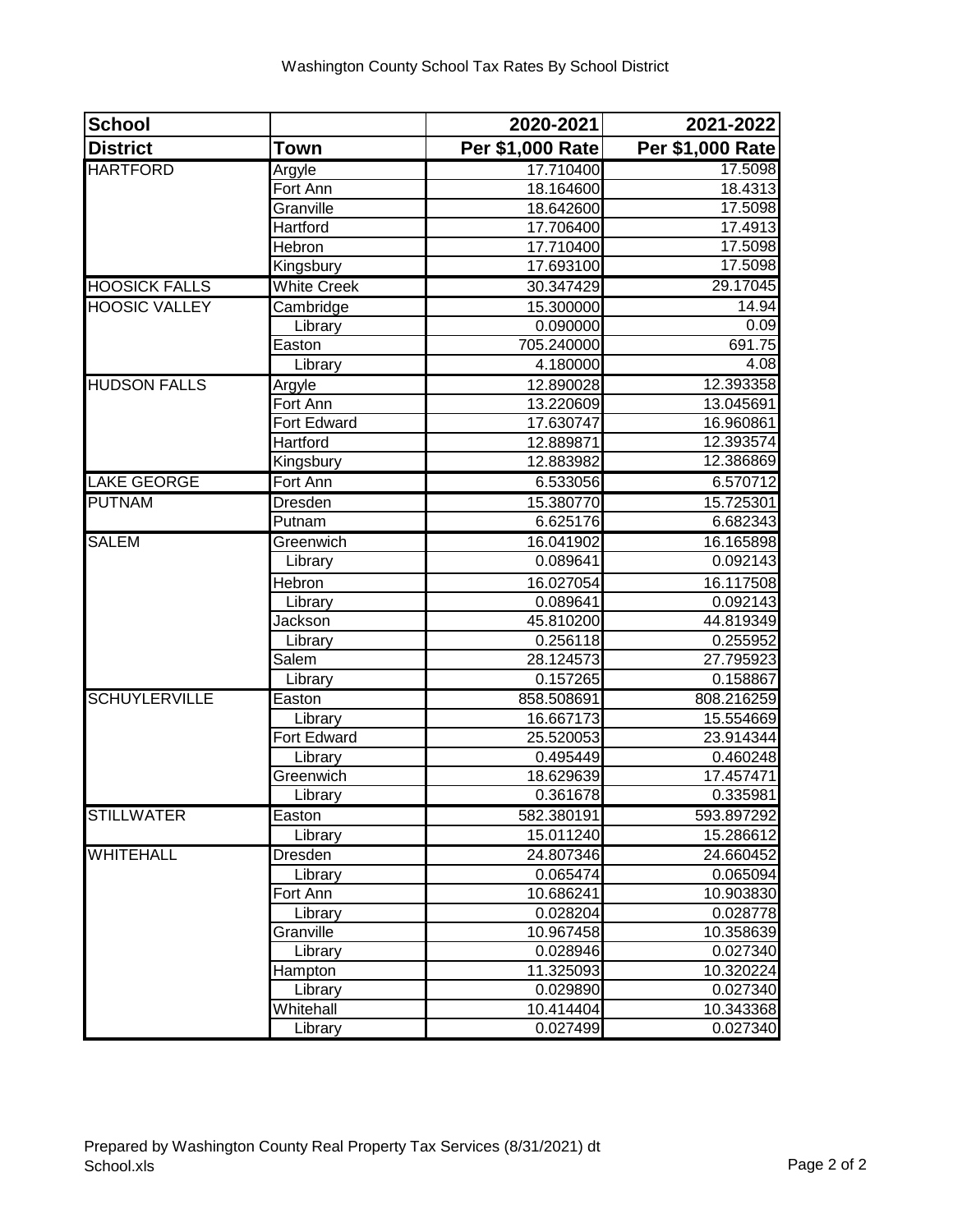Washington County School Tax Rates By School District

| School District | Town | 2020-2021 Per $1,000 Rate | 2021-2022 Per $1,000 Rate |
|---|---|---|---|
| HARTFORD | Argyle | 17.710400 | 17.5098 |
| | Fort Ann | 18.164600 | 18.4313 |
| | Granville | 18.642600 | 17.5098 |
| | Hartford | 17.706400 | 17.4913 |
| | Hebron | 17.710400 | 17.5098 |
| | Kingsbury | 17.693100 | 17.5098 |
| HOOSICK FALLS | White Creek | 30.347429 | 29.17045 |
| HOOSIC VALLEY | Cambridge | 15.300000 | 14.94 |
| | Library | 0.090000 | 0.09 |
| | Easton | 705.240000 | 691.75 |
| | Library | 4.180000 | 4.08 |
| HUDSON FALLS | Argyle | 12.890028 | 12.393358 |
| | Fort Ann | 13.220609 | 13.045691 |
| | Fort Edward | 17.630747 | 16.960861 |
| | Hartford | 12.889871 | 12.393574 |
| | Kingsbury | 12.883982 | 12.386869 |
| LAKE GEORGE | Fort Ann | 6.533056 | 6.570712 |
| PUTNAM | Dresden | 15.380770 | 15.725301 |
| | Putnam | 6.625176 | 6.682343 |
| SALEM | Greenwich | 16.041902 | 16.165898 |
| | Library | 0.089641 | 0.092143 |
| | Hebron | 16.027054 | 16.117508 |
| | Library | 0.089641 | 0.092143 |
| | Jackson | 45.810200 | 44.819349 |
| | Library | 0.256118 | 0.255952 |
| | Salem | 28.124573 | 27.795923 |
| | Library | 0.157265 | 0.158867 |
| SCHUYLERVILLE | Easton | 858.508691 | 808.216259 |
| | Library | 16.667173 | 15.554669 |
| | Fort Edward | 25.520053 | 23.914344 |
| | Library | 0.495449 | 0.460248 |
| | Greenwich | 18.629639 | 17.457471 |
| | Library | 0.361678 | 0.335981 |
| STILLWATER | Easton | 582.380191 | 593.897292 |
| | Library | 15.011240 | 15.286612 |
| WHITEHALL | Dresden | 24.807346 | 24.660452 |
| | Library | 0.065474 | 0.065094 |
| | Fort Ann | 10.686241 | 10.903830 |
| | Library | 0.028204 | 0.028778 |
| | Granville | 10.967458 | 10.358639 |
| | Library | 0.028946 | 0.027340 |
| | Hampton | 11.325093 | 10.320224 |
| | Library | 0.029890 | 0.027340 |
| | Whitehall | 10.414404 | 10.343368 |
| | Library | 0.027499 | 0.027340 |

Prepared by Washington County Real Property Tax Services (8/31/2021) dt School.xls